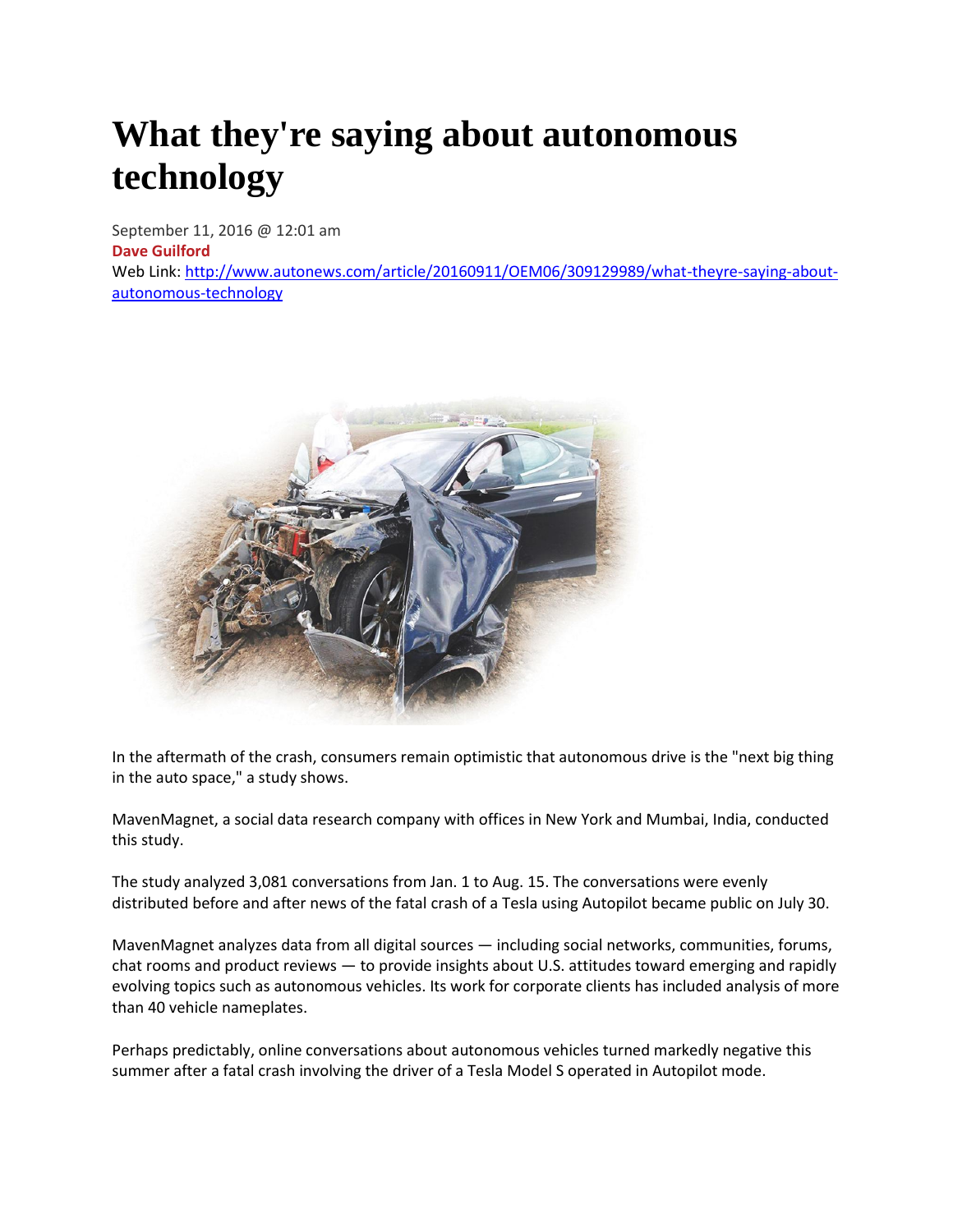# What they're saying about autonomous technology

September 11, 2016 @ 12:01 am

**Dave Guilford**

Web Link: [http://www.autonews.com/article/20160911/OEM06/309129989/what-theyre-saying-about-autonomous-technology](http://www.autonews.com/article/20160911/OEM06/309129989/what-theyre-saying-about-autonomous-technology)

In the aftermath of the crash, consumers remain optimistic that autonomous drive is the "next big thing in the auto space," a study shows.

MavenMagnet, a social data research company with offices in New York and Mumbai, India, conducted this study.

The study analyzed 3,081 conversations from Jan. 1 to Aug. 15. The conversations were evenly distributed before and after news of the fatal crash of a Tesla using Autopilot became public on July 30.

MavenMagnet analyzes data from all digital sources — including social networks, communities, forums, chat rooms and product reviews — to provide insights about U.S. attitudes toward emerging and rapidly evolving topics such as autonomous vehicles. Its work for corporate clients has included analysis of more than 40 vehicle nameplates.

Perhaps predictably, online conversations about autonomous vehicles turned markedly negative this summer after a fatal crash involving the driver of a Tesla Model S operated in Autopilot mode.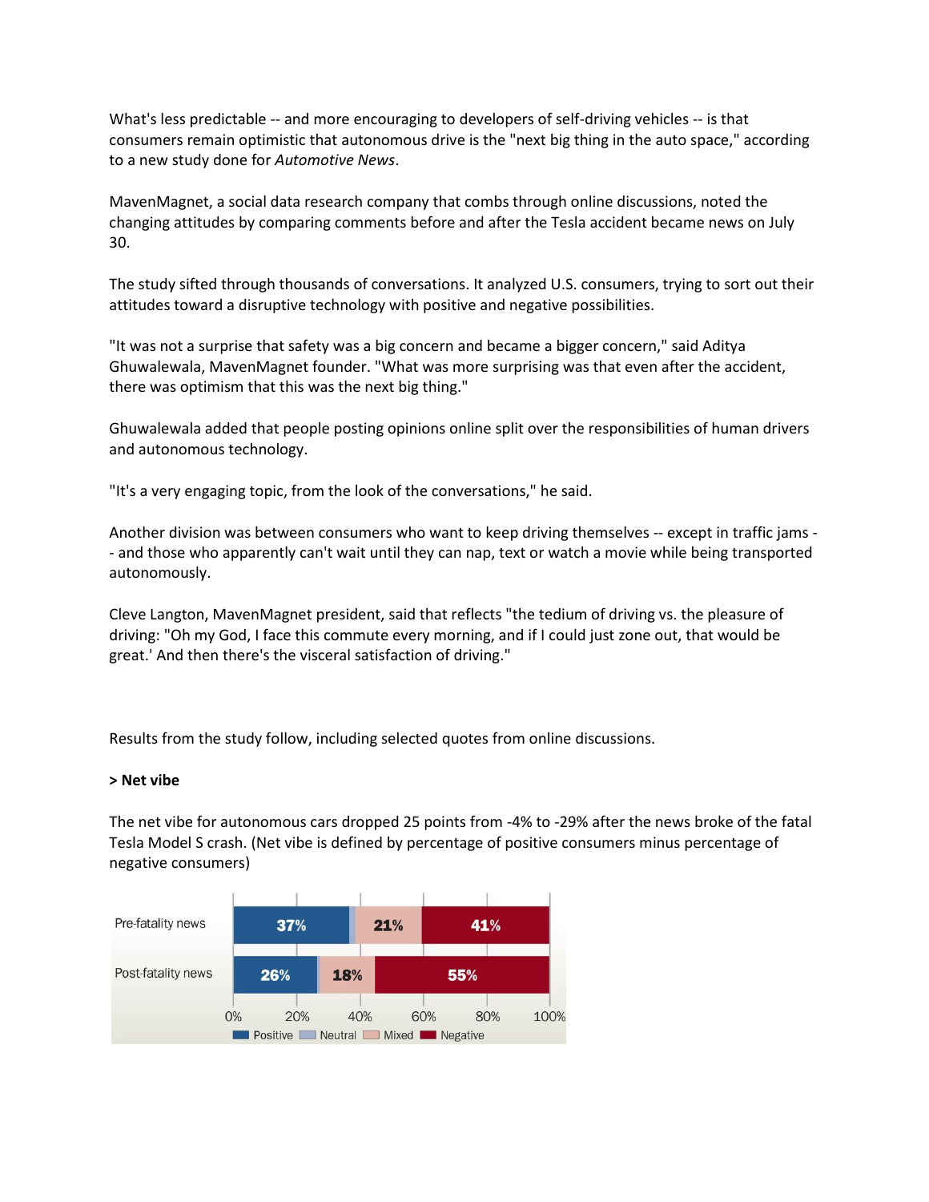What's less predictable -- and more encouraging to developers of self-driving vehicles -- is that consumers remain optimistic that autonomous drive is the "next big thing in the auto space," according to a new study done for *Automotive News*.

MavenMagnet, a social data research company that combs through online discussions, noted the changing attitudes by comparing comments before and after the Tesla accident became news on July 30.

The study sifted through thousands of conversations. It analyzed U.S. consumers, trying to sort out their attitudes toward a disruptive technology with positive and negative possibilities.

"It was not a surprise that safety was a big concern and became a bigger concern," said Aditya Ghuwalewala, MavenMagnet founder. "What was more surprising was that even after the accident, there was optimism that this was the next big thing."

Ghuwalewala added that people posting opinions online split over the responsibilities of human drivers and autonomous technology.

"It's a very engaging topic, from the look of the conversations," he said.

Another division was between consumers who want to keep driving themselves -- except in traffic jams -- and those who apparently can't wait until they can nap, text or watch a movie while being transported autonomously.

Cleve Langton, MavenMagnet president, said that reflects "the tedium of driving vs. the pleasure of driving: "Oh my God, I face this commute every morning, and if I could just zone out, that would be great.' And then there's the visceral satisfaction of driving."

Results from the study follow, including selected quotes from online discussions.

**> Net vibe**

The net vibe for autonomous cars dropped 25 points from -4% to -29% after the news broke of the fatal Tesla Model S crash. (Net vibe is defined by percentage of positive consumers minus percentage of negative consumers)

| | Positive | Neutral | Mixed | Negative |
|---|---|---|---|---|
| Pre-fatality news | 37% | | 21% | 41% |
| Post-fatality news | 26% | | 18% | 55% |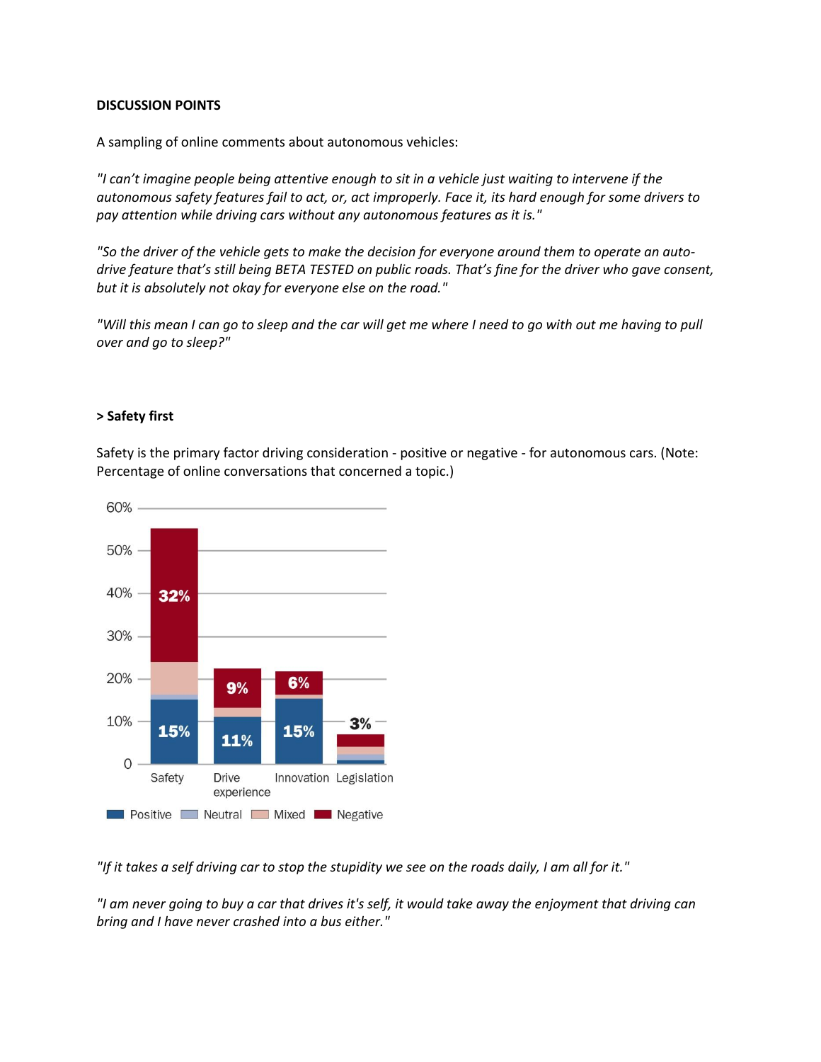**DISCUSSION POINTS**

A sampling of online comments about autonomous vehicles:

*"I can't imagine people being attentive enough to sit in a vehicle just waiting to intervene if the autonomous safety features fail to act, or, act improperly. Face it, its hard enough for some drivers to pay attention while driving cars without any autonomous features as it is."*

*"So the driver of the vehicle gets to make the decision for everyone around them to operate an auto-drive feature that's still being BETA TESTED on public roads. That's fine for the driver who gave consent, but it is absolutely not okay for everyone else on the road."*

*"Will this mean I can go to sleep and the car will get me where I need to go with out me having to pull over and go to sleep?"*

**> Safety first**

Safety is the primary factor driving consideration - positive or negative - for autonomous cars. (Note: Percentage of online conversations that concerned a topic.)

| Topic | Positive | Negative |
| --- | --- | --- |
| Safety | 15% | 32% |
| Drive experience | 11% | 9% |
| Innovation | 15% | 6% |
| Legislation | | 3% |

Positive, Neutral, Mixed, Negative

*"If it takes a self driving car to stop the stupidity we see on the roads daily, I am all for it."*

*"I am never going to buy a car that drives it's self, it would take away the enjoyment that driving can bring and I have never crashed into a bus either."*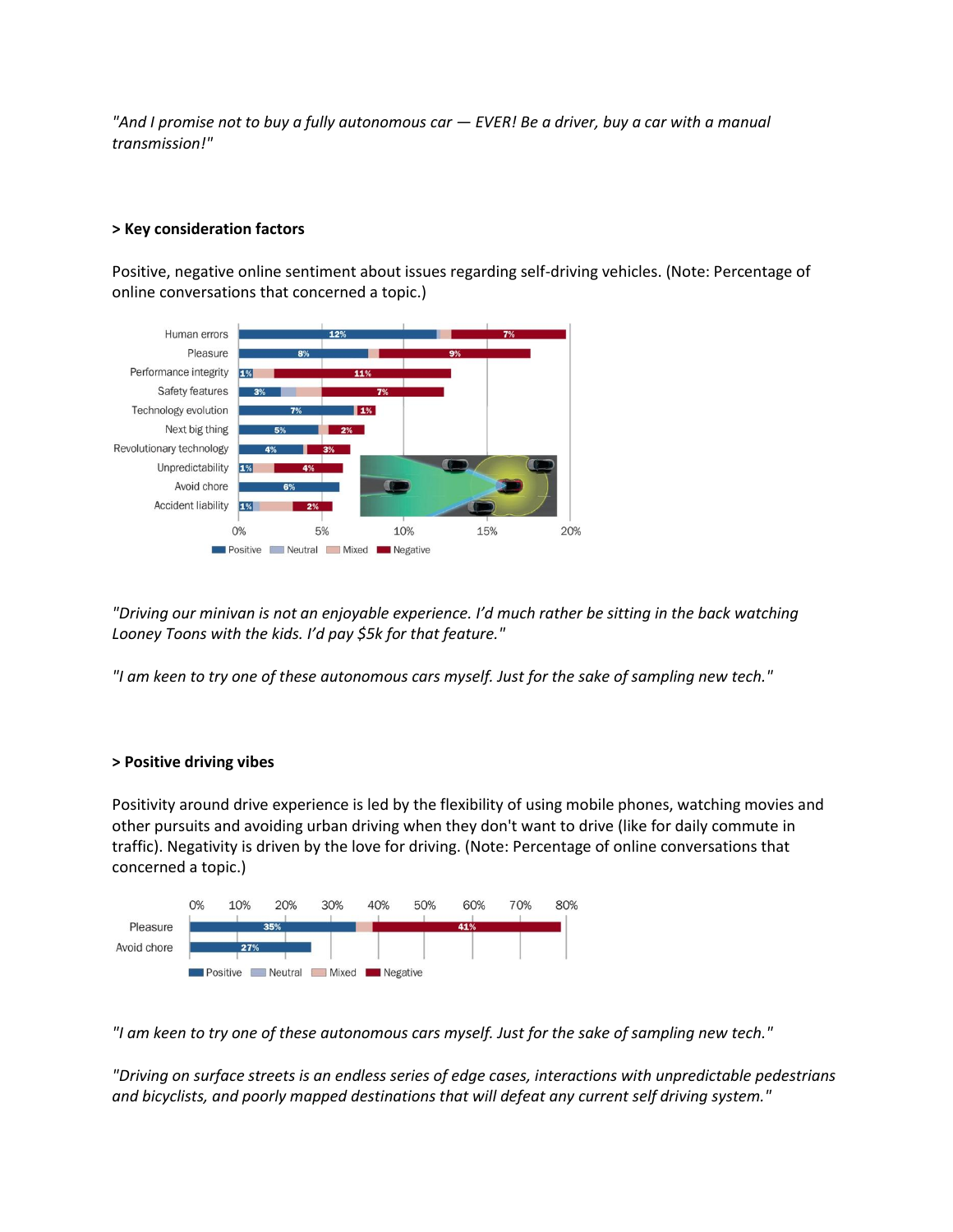*"And I promise not to buy a fully autonomous car — EVER! Be a driver, buy a car with a manual transmission!"*

**> Key consideration factors**

Positive, negative online sentiment about issues regarding self-driving vehicles. (Note: Percentage of online conversations that concerned a topic.)

| Topic | Positive | Negative |
| --- | --- | --- |
| Human errors | 12% | 7% |
| Pleasure | 8% | 9% |
| Performance integrity | 1% | 11% |
| Safety features | 3% | 7% |
| Technology evolution | 7% | 1% |
| Next big thing | 5% | 2% |
| Revolutionary technology | 4% | 3% |
| Unpredictability | 1% | 4% |
| Avoid chore | 6% | |
| Accident liability | 1% | 2% |

*"Driving our minivan is not an enjoyable experience. I'd much rather be sitting in the back watching Looney Toons with the kids. I'd pay $5k for that feature."*

*"I am keen to try one of these autonomous cars myself. Just for the sake of sampling new tech."*

**> Positive driving vibes**

Positivity around drive experience is led by the flexibility of using mobile phones, watching movies and other pursuits and avoiding urban driving when they don't want to drive (like for daily commute in traffic). Negativity is driven by the love for driving. (Note: Percentage of online conversations that concerned a topic.)

| Topic | Positive | Negative |
| --- | --- | --- |
| Pleasure | 35% | 41% |
| Avoid chore | 27% | |

*"I am keen to try one of these autonomous cars myself. Just for the sake of sampling new tech."*

*"Driving on surface streets is an endless series of edge cases, interactions with unpredictable pedestrians and bicyclists, and poorly mapped destinations that will defeat any current self driving system."*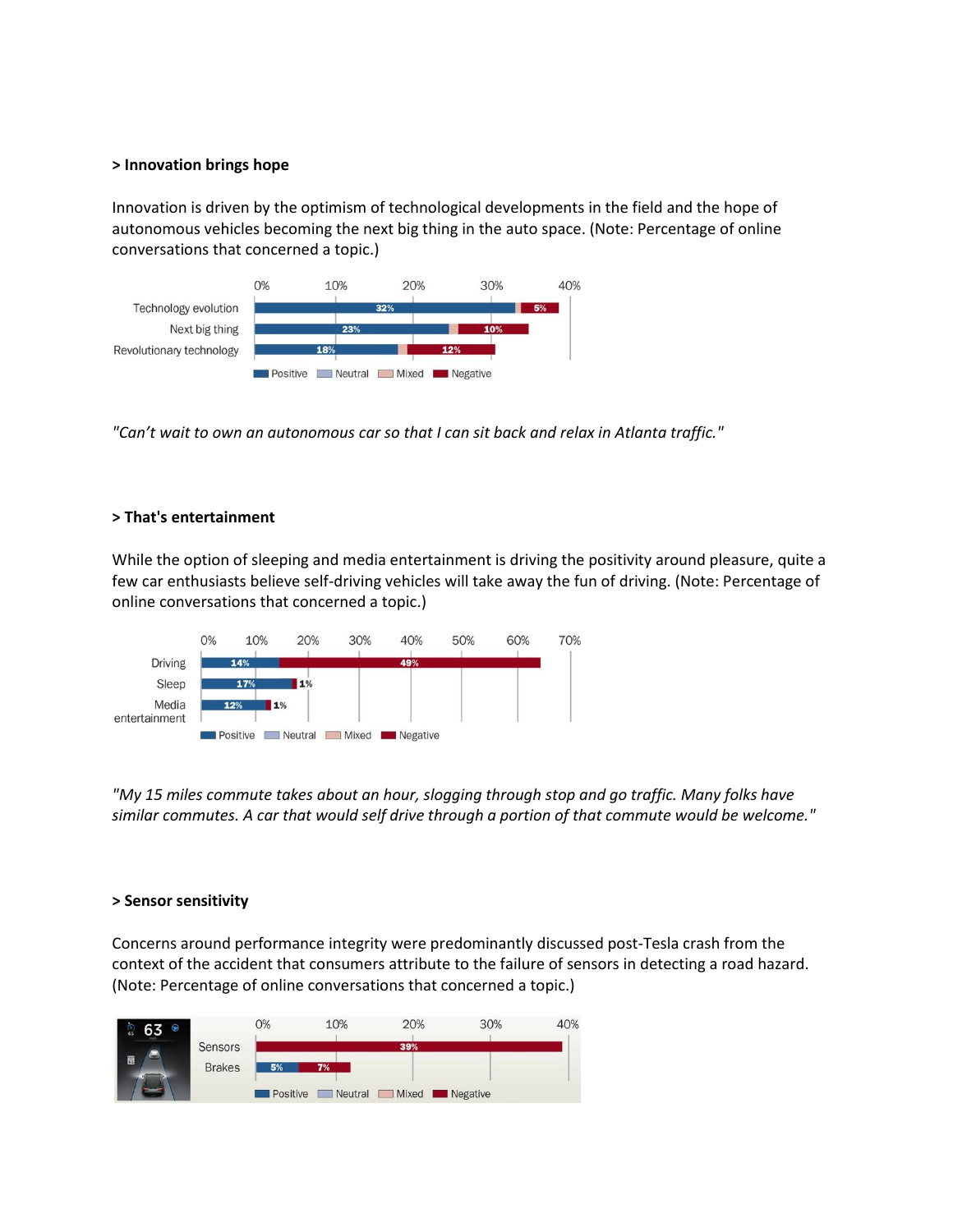**> Innovation brings hope**

Innovation is driven by the optimism of technological developments in the field and the hope of autonomous vehicles becoming the next big thing in the auto space. (Note: Percentage of online conversations that concerned a topic.)

0% 10% 20% 30% 40%

Technology evolution 32% 5%

Next big thing 23% 10%

Revolutionary technology 18% 12%

Positive Neutral Mixed Negative

*"Can't wait to own an autonomous car so that I can sit back and relax in Atlanta traffic."*

**> That's entertainment**

While the option of sleeping and media entertainment is driving the positivity around pleasure, quite a few car enthusiasts believe self-driving vehicles will take away the fun of driving. (Note: Percentage of online conversations that concerned a topic.)

0% 10% 20% 30% 40% 50% 60% 70%

Driving 14% 49%

Sleep 17% 1%

Media entertainment 12% 1%

Positive Neutral Mixed Negative

*"My 15 miles commute takes about an hour, slogging through stop and go traffic. Many folks have similar commutes. A car that would self drive through a portion of that commute would be welcome."*

**> Sensor sensitivity**

Concerns around performance integrity were predominantly discussed post-Tesla crash from the context of the accident that consumers attribute to the failure of sensors in detecting a road hazard. (Note: Percentage of online conversations that concerned a topic.)

0% 10% 20% 30% 40%

Sensors 39%

Brakes 5% 7%

Positive Neutral Mixed Negative